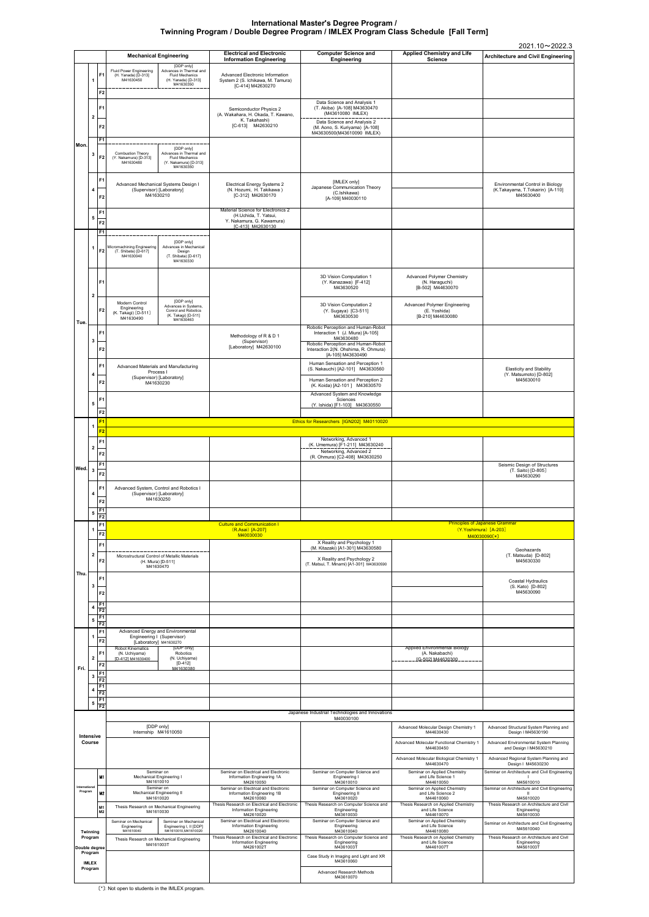# International Master's Degree Program / Twinning Program / Double Degree Program / IMLEX Program Class Schedule [Fall Term]

2021.10～2022.3

| Day | Period | Term | Mechanical Engineering | | Electrical and Electronic Information Engineering | Computer Science and Engineering | Applied Chemistry and Life Science | Architecture and Civil Engineering |
|---|---|---|---|---|---|---|---|---|
| Mon. | 1 | F1 | Fluid Power Engineering (H. Yanada) [D-313] M41630450 | [DDP only] Advances in Thermal and Fluid Mechanics (H. Yanada) [D-313] M41630350 | Advanced Electronic Information System 2 (S. Ichikawa, M. Tamura) [C-414] M42630270 | | | |
| | | F2 | | | | | | |
| | 2 | F1 | | | Semiconductor Physics 2 (A. Wakahara, H. Okada, T. Kawano, K. Takahashi) [C-613] M42630210 | Data Science and Analysis 1 (T. Akiba) [A-108] M43630470 (M43610080 IMLEX) | | |
| | | F2 | | | | Data Science and Analysis 2 (M. Aono, S. Kuriyama) [A-108] M43630500(M43610090 IMLEX) | | |
| | 3 | F1 | | | | | | |
| | | F2 | Combustion Theory (Y. Nakamura) [D-313] M41630480 | [DDP only] Advances in Thermal and Fluid Mechanics (Y. Nakamura) [D-313] M41630350 | | | | |
| | 4 | F1 | Advanced Mechanical Systems Design I (Supervisor) [Laboratory] M41630210 | | Electrical Energy Systems 2 (H. Hozumi, H. Takikawa) [C-312] M42630170 | [IMLEX only] Japanese Communication Theory (C.Ishikawa) [A-109] M40030110 | | Environmental Control in Biology (K.Takayama, T.Tokairin) [A-110] M45630400 |
| | | F2 | | | | | | |
| | 5 | F1 | | | Material Science for Electronics 2 (H.Uchida, T. Yatsui, Y. Nakamura, G. Kawamura) [C-413] M42630130 | | | |
| | | F2 | | | | | | |
| Tue. | 1 | F1 | | | | | | |
| | | F2 | Micromachining Engineering (T. Shibata) [D-617] M41630040 | [DDP only] Advances in Mechanical Design (T. Shibata) [D-617] M41630330 | | | | |
| | 2 | F1 | | | | 3D Vision Computation 1 (Y. Kanazawa) [F-412] M43630520 | Advanced Polymer Chemistry (N. Haraguchi) [B-502] M44630070 | |
| | | F2 | Modern Control Engineering (K. Takagi) [D-511] M41630490 | [DDP only] Advances in Systems, Conrol and Robotics (K. Takagi) [D-511] M41630463 | | 3D Vision Computation 2 (Y. Sugaya) [C3-511] M43630530 | Advanced Polymer Engineering (E. Yoshida) [B-210] M44630080 | |
| | 3 | F1 | | | Methodology of R & D 1 (Supervisor) [Laboratory] M42630100 | Robotic Perception and Human-Robot Interaction 1 (J. Miura) [A-105] M43630480 | | |
| | | F2 | | | | Robotic Perception and Human-Robot Interaction 2(N. Ohshima, R. Ohmura) [A-105] M43630490 | | |
| | 4 | F1 | Advanced Materials and Manufacturing Process I (Supervisor) [Laboratory] M41630230 | | | Human Sensation and Perception 1 (S. Nakauchi) [A2-101] M43630560 | | Elasticity and Stability (Y. Matsumoto) [D-802] M45630010 |
| | | F2 | | | | Human Sensation and Perception 2 (K. Koida) [A2-101] M43630570 | | |
| | 5 | F1 | | | | Advanced System and Knowledge Sciences (Y. Ishida) [F1-103] M43630550 | | |
| | | F2 | | | | | | |
| Wed. | 1 | F1 | Ethics for Researchers [IGN202] M40110020 | | | | | |
| | | F2 | | | | | | |
| | 2 | F1 | | | | Networking, Advanced 1 (K. Umemura) [F1-211] M43630240 | | |
| | | F2 | | | | Networking, Advanced 2 (R. Ohmura) [C2-408] M43630250 | | |
| | 3 | F1 | | | | | | Seismic Design of Structures (T. Saito) [D-805] M45630290 |
| | | F2 | | | | | | |
| | 4 | F1 | Advanced System, Control and Robotics I (Supervisor) [Laboratory] M41630250 | | | | | |
| | | F2 | | | | | | |
| | 5 | F1 | | | | | | |
| | | F2 | | | | | | |
| Thu. | 1 | F1 | | | Culture and Communication I (R.Asai) [A-207] M40030030 | | Principles of Japanese Grammar (Y.Yoshimura) [A-203] M40030090[*] | |
| | | F2 | | | | | | |
| | 2 | F1 | Microstructural Control of Metallic Materials (H. Miura) [D-511] M41630470 | | | X Reality and Psychology 1 (M. Kitazaki) [A1-301] M43630580 | | Geohazards (T. Matsuda) [D-802] M45630330 |
| | | F2 | | | | X Reality and Psychology 2 (T. Matsui, T. Minami) [A1-301] M43630590 | | |
| | 3 | F1 | | | | | | Coastal Hydraulics (S. Kato) [D-802] M45630090 |
| | | F2 | | | | | | |
| | 4 | F1 | | | | | | |
| | | F2 | | | | | | |
| | 5 | F1 | | | | | | |
| | | F2 | | | | | | |
| Fri. | 1 | F1 | Advanced Energy and Environmental Engineering I (Supervisor) [Laboratory] M41630270 | | | | | |
| | | F2 | | | | | | |
| | 2 | F1 | Robot Kinematics (N. Uchiyama) [D-412] M41630400 | [DDP only] Robotics (N. Uchiyama) [D-412] M41630380 | | | Applied Environmental Biology (A. Nakabachi) [G-502] M44630300 | |
| | | F2 | | | | | | |
| | 3 | F1 | | | | | | |
| | | F2 | | | | | | |
| | 4 | F1 | | | | | | |
| | | F2 | | | | | | |
| | 5 | F1 | | | | | | |
| | | F2 | | | | | | |
| Intensive Course | | | Japanese Industrial Technologies and Innovations M40030100 | | | | | |
| | | | [DDP only] Internship M41610050 | | | | Advanced Molecular Design Chemistry 1 M44630430 | Advanced Structural System Planning and Design I M45630190 |
| | | | | | | | Advanced Molecular Functional Chemistry 1 M44630450 | Advanced Environmental System Planning and Design I M45630210 |
| | | | | | | | Advanced Molecular Biological Chemistry 1 M44630470 | Advanced Regional System Planning and Design I M45630230 |
| International Program | M1 | | Seminar on Mechanical Engineering I M41610010 | | Seminar on Electrical and Electronic Information Engineering 1A M42610050 | Seminar on Computer Science and Engineering I M43610010 | Seminar on Applied Chemistry and Life Science 1 M44610050 | Seminar on Architecture and Civil Engineering I M45610010 |
| | M2 | | Seminar on Mechanical Engineering II M41610020 | | Seminar on Electrical and Electronic Information Engineering 1B M42610060 | Seminar on Computer Science and Engineering II M43610020 | Seminar on Applied Chemistry and Life Science 2 M44610060 | Seminar on Architecture and Civil Engineering II M45610020 |
| | M1 M2 | | Thesis Research on Mechanical Engineering M41610030 | | Thesis Research on Electrical and Electronic Information Engineering M42610020 | Thesis Research on Computer Science and Engineering M43610030 | Thesis Research on Applied Chemistry and Life Science M44610070 | Thesis Research on Architecture and Civil Engineering M45610030 |
| Twinning Program / Double degree Program | | | Seminar on Mechanical Engineering M41610040 | Seminar on Mechanical Engineering I, II [DDP] M41610010,M41610020 | Seminar on Electrical and Electronic Information Engineering M42610040 | Seminar on Computer Science and Engineering M43610040 | Seminar on Applied Chemistry and Life Science M44610080 | Seminar on Architecture and Civil Engineering M45610040 |
| | | | Thesis Research on Mechanical Engineering M4161003T | | Thesis Research on Electrical and Electronic Information Engineering M4261002T | Thesis Research on Computer Science and Engineering M4361003T | Thesis Research on Applied Chemistry and Life Science M4461007T | Thesis Research on Architecture and Civil Engineering M4561003T |
| IMLEX Program | | | | | | Case Study in Imaging and Light and XR M43610060 | | |
| | | | | | | Advanced Research Methods M43610070 | | |

[*]: Not open to students in the IMLEX program.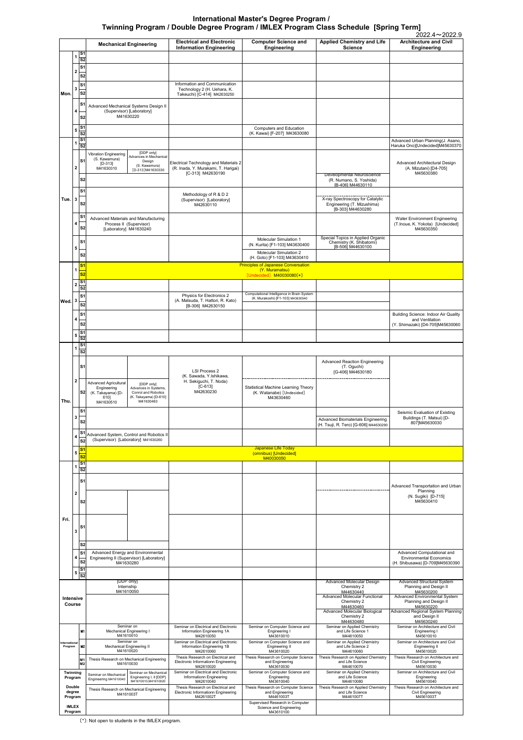# International Master's Degree Program / Twinning Program / Double Degree Program / IMLEX Program Class Schedule [Spring Term]

2022.4～2022.9

| Day | Period | | Mechanical Engineering | | Electrical and Electronic Information Engineering | Computer Science and Engineering | Applied Chemistry and Life Science | Architecture and Civil Engineering |
|---|---|---|---|---|---|---|---|---|
| Mon. | 1 | S1 | | | | | | |
| | | S2 | | | | | | |
| | 2 | S1 | | | | | | |
| | | S2 | | | | | | |
| | 3 | S1 | | | Information and Communication Technology 2 (H. Uehara, K. Takeuchi) [C-414] M42630250 | | | |
| | | S2 | | | | | | |
| | 4 | S1 | Advanced Mechanical Systems Design II (Supervisor) [Laboratory] M41630220 | | | | | |
| | | S2 | | | | | | |
| | 5 | S1 | | | | Computers and Education (K. Kawai) [F-207] M43630080 | | |
| | | S2 | | | | | | |
| Tue. | 1 | S1 | | | | | | Advanced Urban Planning(J. Asano, Haruka Ono)[Undecided]M45630370 |
| | | S2 | | | | | | |
| | 2 | S1 | Vibration Engineering (S. Kawamura) [D-313] M41630310 | [DDP only] Advances in Mechanical Design (S. Kawamura) [D-313] M41630330 | Electrical Technology and Materials 2 (R. Inada, Y. Murakami, T. Harigai) [C-313] M42630190 | | | Advanced Architectural Design (A. Mizutani) [D4-705] M45630380 |
| | | S2 | | | | | Developmental Neuroscience (R. Numano, S. Yoshida) [B-406] M44630110 | |
| | 3 | S1 | | | Methodology of R & D 2 (Supervisor) [Laboratory] M42630110 | | | |
| | | S2 | | | | | X-ray Spectroscopy for Catalytic Engineering (T. Mizushima) [B-303] M44630280 | |
| | 4 | S1 | Advanced Materials and Manufacturing Process II (Supervisor) [Laboratory] M41630240 | | | | | Water Environment Engineering (T.Inoue, K. Yokota) [Undecided] M45630350 |
| | | S2 | | | | | | |
| | 5 | S1 | | | | Molecular Simulation 1 (N. Kurita) [F1-103] M43630400 | Special Topics in Applied Organic Chemistry (K. Shibatomi) [B-506] M44630100 | |
| | | S2 | | | | Molecular Simulation 2 (H. Goto) [F1-103] M43630410 | | |
| Wed. | 1 | S1/S2 | Principles of Japanese Conversation (Y. Muramatsu) [Undecided] M40030080(*) | | | | | |
| | 2 | S1 | | | | | | |
| | | S2 | | | | | | |
| | 3 | S1 | | | Physics for Electronics 2 (A. Matsuda, T. Hattori, R. Kato) [B-306] M42630150 | Computational Intelligence in Brain System (K. Murakoshi) [F1-103] M43630540 | | |
| | | S2 | | | | | | |
| | 4 | S1 | | | | | | Building Science: Indoor Air Quality and Ventilation (Y. Shimazaki) [D4-705]M45630060 |
| | | S2 | | | | | | |
| | 5 | S1 | | | | | | |
| | | S2 | | | | | | |
| Thu. | 1 | S1 | | | | | | |
| | | S2 | | | | | | |
| | 2 | S1 | | | LSI Process 2 (K. Sawada, Y.Ishikawa, H. Sekiguchi, T. Noda) [C-613] M42630230 | | Advanced Reaction Engineering (T. Oguchi) [G-406] M44630180 | |
| | | S2 | Advanced Agricultural Engineering (K. Takayama) [D-610] M41630510 | [DDP only] Advances in Systems, Conrol and Robotics (K. Takayama) [D-610] M41630463 | | Statistical Machine Learning Theory (K. Watanabe) [Undecided] M43630460 | | |
| | 3 | S1 | | | | | | Seismic Evaluation of Existing Buildings (T. Matsui) [D-807]M45630030 |
| | | S2 | | | | | Advanced Biomaterials Engineering (H. Tsuji, R. Tero) [G-606] M44630290 | |
| | 4 | S1 | Advanced System, Control and Robotics II (Supervisor) [Laboratory] M41630260 | | | | | |
| | | S2 | | | | | | |
| | 5 | S1/S2 | Japanese Life Today (omnibus) [Undecided] M40030050 | | | | | |
| Fri. | 1 | S1 | | | | | | |
| | | S2 | | | | | | |
| | 2 | S1 | | | | | | Advanced Transportation and Urban Planning (N. Sugiki) [D-715] M45630410 |
| | | S2 | | | | | | |
| | 3 | S1 | | | | | | |
| | | S2 | | | | | | |
| | 4 | S1 | Advanced Energy and Environmental Engineering II (Supervisor) [Laboratory] M41630280 | | | | | Advanced Computational and Environmental Economics (H. Shibusawa) [D-709]M45630390 |
| | | S2 | | | | | | |
| | 5 | S1 | | | | | | |
| | | S2 | | | | | | |
| Intensive Course | | | [DDP only] Internship M41610050 | | | | Advanced Molecular Design Chemistry 2 M44630440; Advanced Molecular Functional Chemistry 2 M44630460; Advanced Molecular Biological Chemistry 2 M44630480 | Advanced Structural System Planning and Design II M45630200; Advanced Environmental System Planning and Design II M45630220; Advanced Regional System Planning and Design II M45630240 |
| International Program | M1 | | Seminar on Mechanical Engineering I M41610010 | | Seminar on Electrical and Electronic Information Engineering 1A M42610050 | Seminar on Computer Science and Engineering I M43610010 | Seminar on Applied Chemistry and Life Science 1 M44610050 | Seminar on Architecture and Civil Engineering I M45610010 |
| | M2 | | Seminar on Mechanical Engineering II M41610020 | | Seminar on Electrical and Electronic Information Engineering 1B M42610060 | Seminar on Computer Science and Engineering II M43610020 | Seminar on Applied Chemistry and Life Science 2 M44610060 | Seminar on Architecture and Civil Engineering II M45610020 |
| | M1 M2 | | Thesis Research on Mechanical Engineering M41610030 | | Thesis Research on Electrical and Electronic Informationn Engineering M42610020 | Thesis Research on Computer Science and Engineering M43610030 | Thesis Research on Applied Chemistry and Life Science M44610070 | Thesis Research on Architecture and Civil Engineering M45610030 |
| Twinning Program | | | Seminar on Mechanical Engineering M41610040 | Seminar on Mechanical Engineering I, II [DDP] M41610010,M41610020 | Seminar on Electrical and Electronic Informationn Engineering M42610040 | Seminar on Computer Science and Engineering M43610040 | Seminar on Applied Chemistry and Life Science M44610080 | Seminar on Architecture and Civil Engineering M45610040 |
| Double degree Program | | | Thesis Research on Mechanical Engineering M4161003T | | Thesis Research on Electrical and Electronic Informationn Engineering M4261002T | Thesis Research on Computer Science and Engineering M4461003T | Thesis Research on Applied Chemistry and Life Science M4461007T | Thesis Research on Architecture and Civil Engineering M4561003T |
| IMLEX Program | | | | | | Supervised Research in Computer Science and Engineering M43610100 | | |

[*]: Not open to students in the IMLEX program.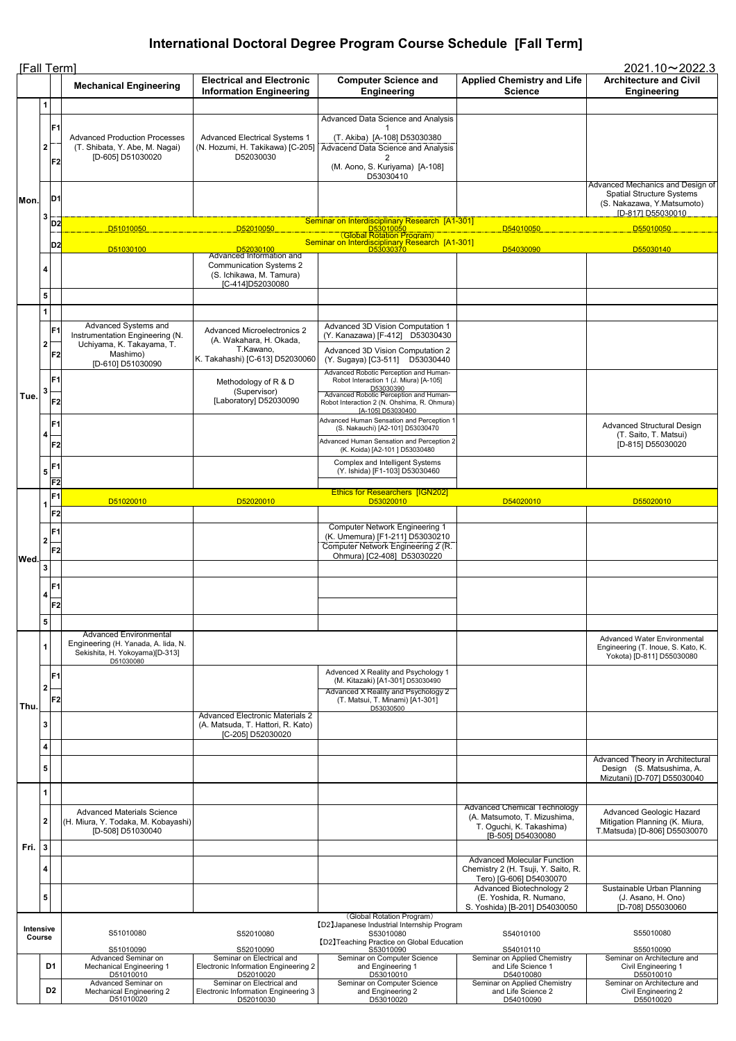# International Doctoral Degree Program Course Schedule [Fall Term]

[Fall Term] 2021.10～2022.3

| Day | Period | Sub | Mechanical Engineering | Electrical and Electronic Information Engineering | Computer Science and Engineering | Applied Chemistry and Life Science | Architecture and Civil Engineering |
|---|---|---|---|---|---|---|---|
| Mon. | 1 | | | | | | |
| | 2 | F1 | Advanced Production Processes (T. Shibata, Y. Abe, M. Nagai) [D-605] D51030020 | Advanced Electrical Systems 1 (N. Hozumi, H. Takikawa) [C-205] D52030030 | Advanced Data Science and Analysis 1 (T. Akiba) [A-108] D53030380 | | |
| | | F2 | | | Advacend Data Science and Analysis 2 (M. Aono, S. Kuriyama) [A-108] D53030410 | | |
| | 3 | D1 | | | | | Advanced Mechanics and Design of Spatial Structure Systems (S. Nakazawa, Y.Matsumoto) [D-817] D55030010 |
| | | D2 | D51010050 | D52010050 | Seminar on Interdisciplinary Research [A1-301] D53010050 | D54010050 | D55010050 |
| | | D2 | D51030100 | D52030100 | (Global Rotation Program) Seminar on Interdisciplinary Research [A1-301] D53030370 | D54030090 | D55030140 |
| | 4 | | | Advanced Information and Communication Systems 2 (S. Ichikawa, M. Tamura) [C-414]D52030080 | | | |
| | 5 | | | | | | |
| Tue. | 1 | | | | | | |
| | 2 | F1 | Advanced Systems and Instrumentation Engineering (N. Uchiyama, K. Takayama, T. Mashimo) [D-610] D51030090 | Advanced Microelectronics 2 (A. Wakahara, H. Okada, T.Kawano, K. Takahashi) [C-613] D52030060 | Advanced 3D Vision Computation 1 (Y. Kanazawa) [F-412] D53030430 | | |
| | | F2 | | | Advanced 3D Vision Computation 2 (Y. Sugaya) [C3-511] D53030440 | | |
| | 3 | F1 | | Methodology of R & D (Supervisor) [Laboratory] D52030090 | Advanced Robotic Perception and Human-Robot Interaction 1 (J. Miura) [A-105] D53030390 | | |
| | | F2 | | | Advanced Robotic Perception and Human-Robot Interaction 2 (N. Ohshima, R. Ohmura) [A-105] D53030400 | | |
| | 4 | F1 | | | Advanced Human Sensation and Perception 1 (S. Nakauchi) [A2-101] D53030470 | | Advanced Structural Design (T. Saito, T. Matsui) [D-815] D55030020 |
| | | F2 | | | Advanced Human Sensation and Perception 2 (K. Koida) [A2-101 ] D53030480 | | |
| | 5 | F1 | | | Complex and Intelligent Systems (Y. Ishida) [F1-103] D53030460 | | |
| | | F2 | | | | | |
| Wed. | 1 | F1 | D51020010 | D52020010 | Ethics for Researchers [IGN202] D53020010 | D54020010 | D55020010 |
| | | F2 | | | | | |
| | 2 | F1 | | | Computer Network Engineering 1 (K. Umemura) [F1-211] D53030210 | | |
| | | F2 | | | Computer Network Engineering 2 (R. Ohmura) [C2-408] D53030220 | | |
| | 3 | | | | | | |
| | 4 | F1 | | | | | |
| | | F2 | | | | | |
| | 5 | | | | | | |
| Thu. | 1 | | Advanced Environmental Engineering (H. Yanada, A. Iida, N. Sekishita, H. Yokoyama)[D-313] D51030080 | | | | Advanced Water Environmental Engineering (T. Inoue, S. Kato, K. Yokota) [D-811] D55030080 |
| | 2 | F1 | | | Advenced X Reality and Psychology 1 (M. Kitazaki) [A1-301] D53030490 | | |
| | | F2 | | | Advanced X Reality and Psychology 2 (T. Matsui, T. Minami) [A1-301] D53030500 | | |
| | 3 | | | Advanced Electronic Materials 2 (A. Matsuda, T. Hattori, R. Kato) [C-205] D52030020 | | | |
| | 4 | | | | | | |
| | 5 | | | | | | Advanced Theory in Architectural Design (S. Matsushima, A. Mizutani) [D-707] D55030040 |
| Fri. | 1 | | | | | | |
| | 2 | | Advanced Materials Science (H. Miura, Y. Todaka, M. Kobayashi) [D-508] D51030040 | | | Advanced Chemical Technology (A. Matsumoto, T. Mizushima, T. Oguchi, K. Takashima) [B-505] D54030080 | Advanced Geologic Hazard Mitigation Planning (K. Miura, T.Matsuda) [D-806] D55030070 |
| | 3 | | | | | | |
| | 4 | | | | | Advanced Molecular Function Chemistry 2 (H. Tsuji, Y. Saito, R. Tero) [G-606] D54030070 | |
| | 5 | | | | | Advanced Biotechnology 2 (E. Yoshida, R. Numano, S. Yoshida) [B-201] D54030050 | Sustainable Urban Planning (J. Asano, H. Ono) [D-708] D55030060 |
| Intensive Course | | | S51010080 | S52010080 | (Global Rotation Program) 【D2】Japanese Industrial Internship Program S53010080 | S54010100 | S55010080 |
| | | | S51010090 | S52010090 | 【D2】Teaching Practice on Global Education S53010090 | S54010110 | S55010090 |
| | | D1 | Advanced Seminar on Mechanical Engineering 1 D51010010 | Seminar on Electrical and Electronic Information Engineering 2 D52010020 | Seminar on Computer Science and Engineering 1 D53010010 | Seminar on Applied Chemistry and Life Science 1 D54010080 | Seminar on Architecture and Civil Engineering 1 D55010010 |
| | | D2 | Advanced Seminar on Mechanical Engineering 2 D51010020 | Seminar on Electrical and Electronic Information Engineering 3 D52010030 | Seminar on Computer Science and Engineering 2 D53010020 | Seminar on Applied Chemistry and Life Science 2 D54010090 | Seminar on Architecture and Civil Engineering 2 D55010020 |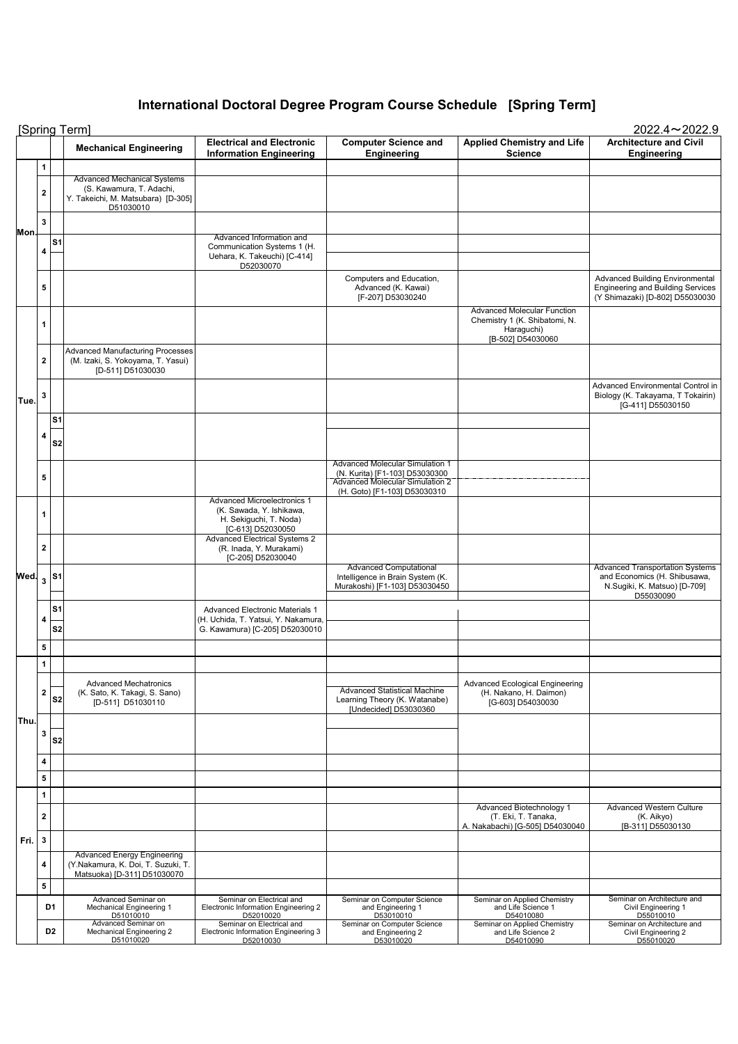# International Doctoral Degree Program Course Schedule [Spring Term]

[Spring Term] 2022.4～2022.9

| | | | Mechanical Engineering | Electrical and Electronic Information Engineering | Computer Science and Engineering | Applied Chemistry and Life Science | Architecture and Civil Engineering |
|---|---|---|---|---|---|---|---|
| Mon. | 1 | | | | | | |
| | 2 | | Advanced Mechanical Systems (S. Kawamura, T. Adachi, Y. Takeichi, M. Matsubara) [D-305] D51030010 | | | | |
| | 3 | | | | | | |
| | 4 | S1 | | Advanced Information and Communication Systems 1 (H. Uehara, K. Takeuchi) [C-414] D52030070 | | | |
| | 5 | | | | Computers and Education, Advanced (K. Kawai) [F-207] D53030240 | | Advanced Building Environmental Engineering and Building Services (Y Shimazaki) [D-802] D55030030 |
| Tue. | 1 | | | | | Advanced Molecular Function Chemistry 1 (K. Shibatomi, N. Haraguchi) [B-502] D54030060 | |
| | 2 | | Advanced Manufacturing Processes (M. Izaki, S. Yokoyama, T. Yasui) [D-511] D51030030 | | | | |
| | 3 | | | | | | Advanced Environmental Control in Biology (K. Takayama, T Tokairin) [G-411] D55030150 |
| | 4 | S1 | | | | | |
| | | S2 | | | | | |
| | 5 | | | | Advanced Molecular Simulation 1 (N. Kurita) [F1-103] D53030300 / Advanced Molecular Simulation 2 (H. Goto) [F1-103] D53030310 | | |
| Wed. | 1 | | | Advanced Microelectronics 1 (K. Sawada, Y. Ishikawa, H. Sekiguchi, T. Noda) [C-613] D52030050 | | | |
| | 2 | | | Advanced Electrical Systems 2 (R. Inada, Y. Murakami) [C-205] D52030040 | | | |
| | 3 | S1 | | | Advanced Computational Intelligence in Brain System (K. Murakoshi) [F1-103] D53030450 | | Advanced Transportation Systems and Economics (H. Shibusawa, N.Sugiki, K. Matsuo) [D-709] D55030090 |
| | 4 | S1 | | Advanced Electronic Materials 1 (H. Uchida, T. Yatsui, Y. Nakamura, G. Kawamura) [C-205] D52030010 | | | |
| | | S2 | | | | | |
| | 5 | | | | | | |
| Thu. | 1 | | | | | | |
| | 2 | S2 | Advanced Mechatronics (K. Sato, K. Takagi, S. Sano) [D-511] D51030110 | | Advanced Statistical Machine Learning Theory (K. Watanabe) [Undecided] D53030360 | Advanced Ecological Engineering (H. Nakano, H. Daimon) [G-603] D54030030 | |
| | 3 | S2 | | | | | |
| | 4 | | | | | | |
| | 5 | | | | | | |
| Fri. | 1 | | | | | | |
| | 2 | | | | | Advanced Biotechnology 1 (T. Eki, T. Tanaka, A. Nakabachi) [G-505] D54030040 | Advanced Western Culture (K. Aikyo) [B-311] D55030130 |
| | 3 | | | | | | |
| | 4 | | Advanced Energy Engineering (Y.Nakamura, K. Doi, T. Suzuki, T. Matsuoka) [D-311] D51030070 | | | | |
| | 5 | | | | | | |
| D1 | | | Advanced Seminar on Mechanical Engineering 1 D51010010 | Seminar on Electrical and Electronic Information Engineering 2 D52010020 | Seminar on Computer Science and Engineering 1 D53010010 | Seminar on Applied Chemistry and Life Science 1 D54010080 | Seminar on Architecture and Civil Engineering 1 D55010010 |
| D2 | | | Advanced Seminar on Mechanical Engineering 2 D51010020 | Seminar on Electrical and Electronic Information Engineering 3 D52010030 | Seminar on Computer Science and Engineering 2 D53010020 | Seminar on Applied Chemistry and Life Science 2 D54010090 | Seminar on Architecture and Civil Engineering 2 D55010020 |